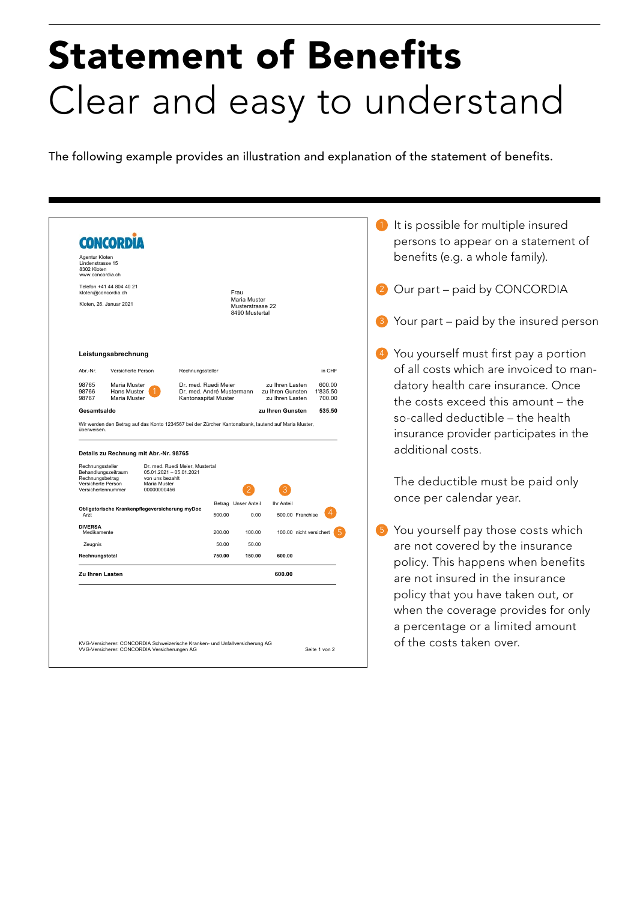# Statement of Benefits
## Clear and easy to understand

The following example provides an illustration and explanation of the statement of benefits.

**CONCORDIA**

Agentur Kloten
Lindenstrasse 15
8302 Kloten
www.concordia.ch

Telefon +41 44 804 40 21
kloten@concordia.ch

Kloten, 26. Januar 2021

Frau
Maria Muster
Musterstrasse 22
8490 Mustertal

**Leistungsabrechnung**

| Abr.-Nr. | Versicherte Person | Rechnungssteller | | in CHF |
|---|---|---|---|---|
| 98765 | Maria Muster | Dr. med. Ruedi Meier | zu Ihren Lasten | 600.00 |
| 98766 | Hans Muster (1) | Dr. med. André Mustermann | zu Ihren Gunsten | 1'835.50 |
| 98767 | Maria Muster | Kantonsspital Muster | zu Ihren Lasten | 700.00 |
| **Gesamtsaldo** | | | **zu Ihren Gunsten** | **535.50** |

Wir werden den Betrag auf das Konto 1234567 bei der Zürcher Kantonalbank, lautend auf Maria Muster, überweisen.

**Details zu Rechnung mit Abr.-Nr. 98765**

Rechnungssteller: Dr. med. Ruedi Meier, Mustertal
Behandlungszeitraum: 05.01.2021 – 05.01.2021
Rechnungsbetrag: von uns bezahlt
Versicherte Person: Maria Muster
Versichertennummer: 00000000456

| | Betrag | Unser Anteil (2) | Ihr Anteil (3) | |
|---|---|---|---|---|
| **Obligatorische Krankenpflegeversicherung myDoc** | | | | |
| Arzt | 500.00 | 0.00 | 500.00 | Franchise (4) |
| **DIVERSA** | | | | |
| Medikamente | 200.00 | 100.00 | 100.00 | nicht versichert (5) |
| Zeugnis | 50.00 | 50.00 | | |
| **Rechnungstotal** | **750.00** | **150.00** | **600.00** | |
| **Zu Ihren Lasten** | | | **600.00** | |

KVG-Versicherer: CONCORDIA Schweizerische Kranken- und Unfallversicherung AG
VVG-Versicherer: CONCORDIA Versicherungen AG

1. It is possible for multiple insured persons to appear on a statement of benefits (e.g. a whole family).
2. Our part – paid by CONCORDIA
3. Your part – paid by the insured person
4. You yourself must first pay a portion of all costs which are invoiced to mandatory health care insurance. Once the costs exceed this amount – the so-called deductible – the health insurance provider participates in the additional costs.

   The deductible must be paid only once per calendar year.
5. You yourself pay those costs which are not covered by the insurance policy. This happens when benefits are not insured in the insurance policy that you have taken out, or when the coverage provides for only a percentage or a limited amount of the costs taken over.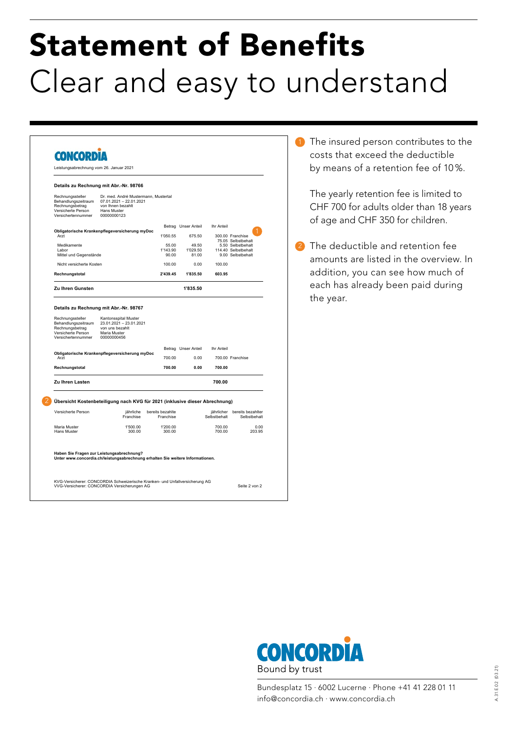# Statement of Benefits

## Clear and easy to understand

CONCORDIA

Leistungsabrechnung vom 26. Januar 2021

**Details zu Rechnung mit Abr.-Nr. 98766**

| | |
|---|---|
| Rechnungssteller | Dr. med. André Mustermann, Mustertal |
| Behandlungszeitraum | 07.01.2021 – 22.01.2021 |
| Rechnungsbetrag | von Ihnen bezahlt |
| Versicherte Person | Hans Muster |
| Versichertennummer | 00000000123 |

| | Betrag | Unser Anteil | Ihr Anteil | |
|---|---|---|---|---|
| **Obligatorische Krankenpflegeversicherung myDoc** | | | | |
| Arzt | 1'050.55 | 675.50 | 300.00 | Franchise |
| | | | 75.05 | Selbstbehalt |
| Medikamente | 55.00 | 49.50 | 5.50 | Selbstbehalt |
| Labor | 1'143.90 | 1'029.50 | 114.40 | Selbstbehalt |
| Mittel und Gegenstände | 90.00 | 81.00 | 9.00 | Selbstbehalt |
| Nicht versicherte Kosten | 100.00 | 0.00 | 100.00 | |
| **Rechnungstotal** | **2'439.45** | **1'835.50** | **603.95** | |
| **Zu Ihren Gunsten** | | **1'835.50** | | |

**Details zu Rechnung mit Abr.-Nr. 98767**

| | |
|---|---|
| Rechnungssteller | Kantonsspital Muster |
| Behandlungszeitraum | 23.01.2021 – 23.01.2021 |
| Rechnungsbetrag | von uns bezahlt |
| Versicherte Person | Maria Muster |
| Versichertennummer | 00000000456 |

| | Betrag | Unser Anteil | Ihr Anteil | |
|---|---|---|---|---|
| **Obligatorische Krankenpflegeversicherung myDoc** | | | | |
| Arzt | 700.00 | 0.00 | 700.00 | Franchise |
| **Rechnungstotal** | **700.00** | **0.00** | **700.00** | |
| **Zu Ihren Lasten** | | | **700.00** | |

**Übersicht Kostenbeteiligung nach KVG für 2021 (inklusive dieser Abrechnung)**

| Versicherte Person | jährliche Franchise | bereits bezahlte Franchise | jährlicher Selbstbehalt | bereits bezahlter Selbstbehalt |
|---|---|---|---|---|
| Maria Muster | 1'500.00 | 1'200.00 | 700.00 | 0.00 |
| Hans Muster | 300.00 | 300.00 | 700.00 | 203.95 |

**Haben Sie Fragen zur Leistungsabrechnung?**
**Unter www.concordia.ch/leistungsabrechnung erhalten Sie weitere Informationen.**

KVG-Versicherer: CONCORDIA Schweizerische Kranken- und Unfallversicherung AG
VVG-Versicherer: CONCORDIA Versicherungen AG

Seite 2 von 2

1. The insured person contributes to the costs that exceed the deductible by means of a retention fee of 10%.

   The yearly retention fee is limited to CHF 700 for adults older than 18 years of age and CHF 350 for children.

2. The deductible and retention fee amounts are listed in the overview. In addition, you can see how much of each has already been paid during the year.

CONCORDIA
Bound by trust

Bundesplatz 15 · 6002 Lucerne · Phone +41 41 228 01 11
info@concordia.ch · www.concordia.ch

A 31 E 02 (03.21)